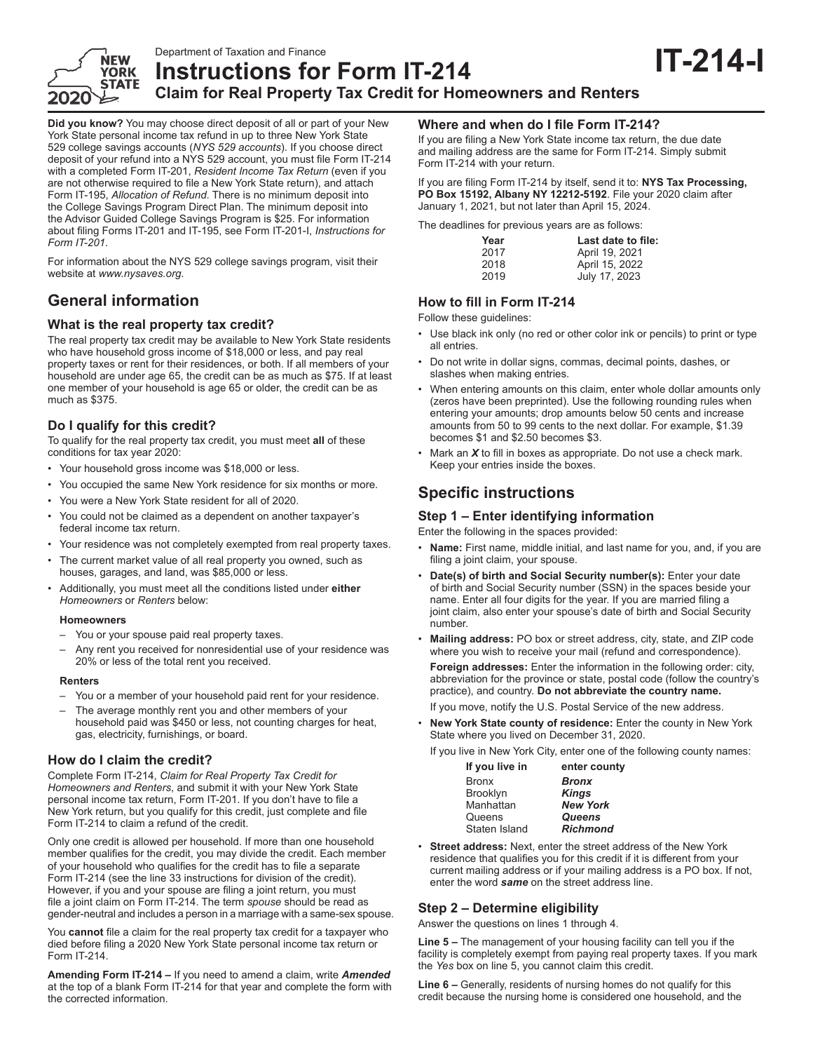Department of Taxation and Finance

# Instructions for Form IT-214

## Claim for Real Property Tax Credit for Homeowners and Renters

**IT-214-I**

New York State 2020

**Did you know?** You may choose direct deposit of all or part of your New York State personal income tax refund in up to three New York State 529 college savings accounts (*NYS 529 accounts*). If you choose direct deposit of your refund into a NYS 529 account, you must file Form IT-214 with a completed Form IT-201, *Resident Income Tax Return* (even if you are not otherwise required to file a New York State return), and attach Form IT-195, *Allocation of Refund*. There is no minimum deposit into the College Savings Program Direct Plan. The minimum deposit into the Advisor Guided College Savings Program is $25. For information about filing Forms IT-201 and IT-195, see Form IT-201-I, *Instructions for Form IT-201*.

For information about the NYS 529 college savings program, visit their website at *www.nysaves.org*.

## General information

### What is the real property tax credit?

The real property tax credit may be available to New York State residents who have household gross income of $18,000 or less, and pay real property taxes or rent for their residences, or both. If all members of your household are under age 65, the credit can be as much as $75. If at least one member of your household is age 65 or older, the credit can be as much as $375.

### Do I qualify for this credit?

To qualify for the real property tax credit, you must meet **all** of these conditions for tax year 2020:

- Your household gross income was $18,000 or less.
- You occupied the same New York residence for six months or more.
- You were a New York State resident for all of 2020.
- You could not be claimed as a dependent on another taxpayer's federal income tax return.
- Your residence was not completely exempted from real property taxes.
- The current market value of all real property you owned, such as houses, garages, and land, was $85,000 or less.
- Additionally, you must meet all the conditions listed under **either** *Homeowners* or *Renters* below:

**Homeowners**

- You or your spouse paid real property taxes.
- Any rent you received for nonresidential use of your residence was 20% or less of the total rent you received.

**Renters**

- You or a member of your household paid rent for your residence.
- The average monthly rent you and other members of your household paid was $450 or less, not counting charges for heat, gas, electricity, furnishings, or board.

### How do I claim the credit?

Complete Form IT-214, *Claim for Real Property Tax Credit for Homeowners and Renters*, and submit it with your New York State personal income tax return, Form IT-201. If you don't have to file a New York return, but you qualify for this credit, just complete and file Form IT-214 to claim a refund of the credit.

Only one credit is allowed per household. If more than one household member qualifies for the credit, you may divide the credit. Each member of your household who qualifies for the credit has to file a separate Form IT-214 (see the line 33 instructions for division of the credit). However, if you and your spouse are filing a joint return, you must file a joint claim on Form IT-214. The term *spouse* should be read as gender-neutral and includes a person in a marriage with a same-sex spouse.

You **cannot** file a claim for the real property tax credit for a taxpayer who died before filing a 2020 New York State personal income tax return or Form IT-214.

**Amending Form IT-214 –** If you need to amend a claim, write ***Amended*** at the top of a blank Form IT-214 for that year and complete the form with the corrected information.

### Where and when do I file Form IT-214?

If you are filing a New York State income tax return, the due date and mailing address are the same for Form IT-214. Simply submit Form IT-214 with your return.

If you are filing Form IT-214 by itself, send it to: **NYS Tax Processing, PO Box 15192, Albany NY 12212-5192**. File your 2020 claim after January 1, 2021, but not later than April 15, 2024.

The deadlines for previous years are as follows:

| Year | Last date to file: |
|---|---|
| 2017 | April 19, 2021 |
| 2018 | April 15, 2022 |
| 2019 | July 17, 2023 |

### How to fill in Form IT-214

Follow these guidelines:

- Use black ink only (no red or other color ink or pencils) to print or type all entries.
- Do not write in dollar signs, commas, decimal points, dashes, or slashes when making entries.
- When entering amounts on this claim, enter whole dollar amounts only (zeros have been preprinted). Use the following rounding rules when entering your amounts; drop amounts below 50 cents and increase amounts from 50 to 99 cents to the next dollar. For example, $1.39 becomes $1 and $2.50 becomes $3.
- Mark an ***X*** to fill in boxes as appropriate. Do not use a check mark. Keep your entries inside the boxes.

## Specific instructions

### Step 1 – Enter identifying information

Enter the following in the spaces provided:

- **Name:** First name, middle initial, and last name for you, and, if you are filing a joint claim, your spouse.
- **Date(s) of birth and Social Security number(s):** Enter your date of birth and Social Security number (SSN) in the spaces beside your name. Enter all four digits for the year. If you are married filing a joint claim, also enter your spouse's date of birth and Social Security number.
- **Mailing address:** PO box or street address, city, state, and ZIP code where you wish to receive your mail (refund and correspondence).

  **Foreign addresses:** Enter the information in the following order: city, abbreviation for the province or state, postal code (follow the country's practice), and country. **Do not abbreviate the country name.**

  If you move, notify the U.S. Postal Service of the new address.
- **New York State county of residence:** Enter the county in New York State where you lived on December 31, 2020.

  If you live in New York City, enter one of the following county names:

  | If you live in | enter county |
  |---|---|
  | Bronx | ***Bronx*** |
  | Brooklyn | ***Kings*** |
  | Manhattan | ***New York*** |
  | Queens | ***Queens*** |
  | Staten Island | ***Richmond*** |

- **Street address:** Next, enter the street address of the New York residence that qualifies you for this credit if it is different from your current mailing address or if your mailing address is a PO box. If not, enter the word ***same*** on the street address line.

### Step 2 – Determine eligibility

Answer the questions on lines 1 through 4.

**Line 5 –** The management of your housing facility can tell you if the facility is completely exempt from paying real property taxes. If you mark the *Yes* box on line 5, you cannot claim this credit.

**Line 6 –** Generally, residents of nursing homes do not qualify for this credit because the nursing home is considered one household, and the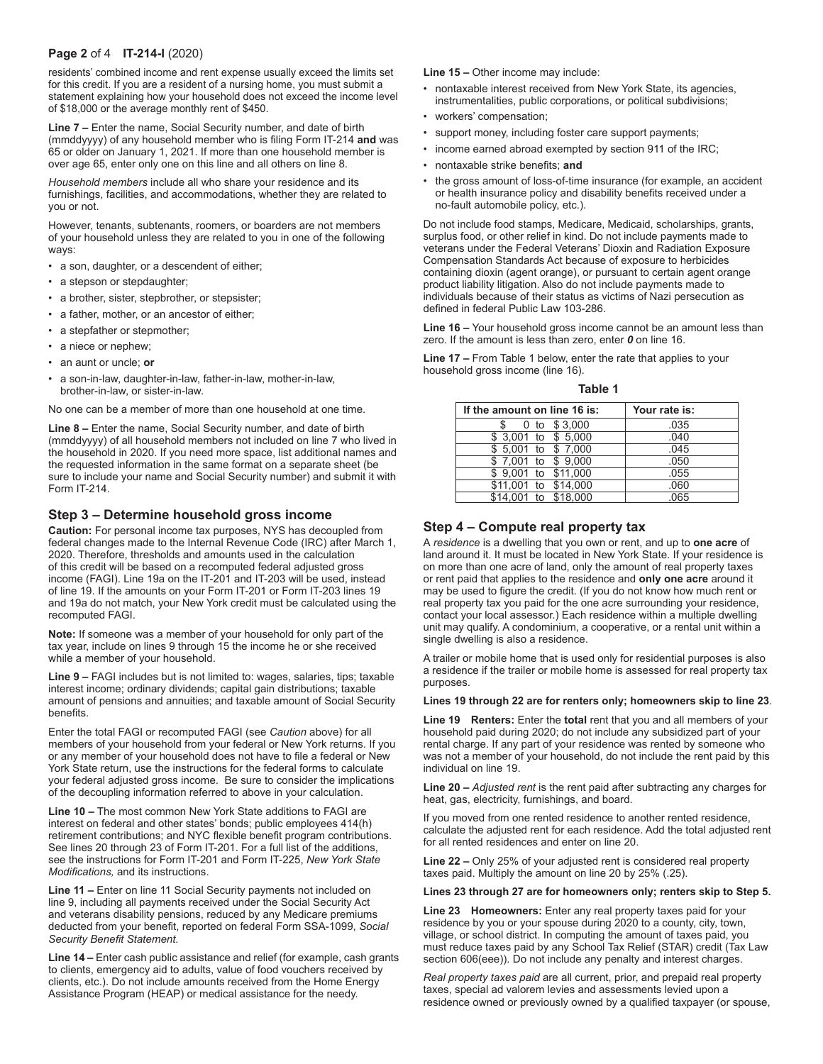residents' combined income and rent expense usually exceed the limits set for this credit. If you are a resident of a nursing home, you must submit a statement explaining how your household does not exceed the income level of $18,000 or the average monthly rent of $450.

**Line 7 –** Enter the name, Social Security number, and date of birth (mmddyyyy) of any household member who is filing Form IT-214 **and** was 65 or older on January 1, 2021. If more than one household member is over age 65, enter only one on this line and all others on line 8.

*Household members* include all who share your residence and its furnishings, facilities, and accommodations, whether they are related to you or not.

However, tenants, subtenants, roomers, or boarders are not members of your household unless they are related to you in one of the following ways:

- a son, daughter, or a descendent of either;
- a stepson or stepdaughter;
- a brother, sister, stepbrother, or stepsister;
- a father, mother, or an ancestor of either;
- a stepfather or stepmother;
- a niece or nephew;
- an aunt or uncle; **or**
- a son-in-law, daughter-in-law, father-in-law, mother-in-law, brother-in-law, or sister-in-law.

No one can be a member of more than one household at one time.

**Line 8 –** Enter the name, Social Security number, and date of birth (mmddyyyy) of all household members not included on line 7 who lived in the household in 2020. If you need more space, list additional names and the requested information in the same format on a separate sheet (be sure to include your name and Social Security number) and submit it with Form IT-214.

## Step 3 – Determine household gross income

**Caution:** For personal income tax purposes, NYS has decoupled from federal changes made to the Internal Revenue Code (IRC) after March 1, 2020. Therefore, thresholds and amounts used in the calculation of this credit will be based on a recomputed federal adjusted gross income (FAGI). Line 19a on the IT-201 and IT-203 will be used, instead of line 19. If the amounts on your Form IT-201 or Form IT-203 lines 19 and 19a do not match, your New York credit must be calculated using the recomputed FAGI.

**Note:** If someone was a member of your household for only part of the tax year, include on lines 9 through 15 the income he or she received while a member of your household.

**Line 9 –** FAGI includes but is not limited to: wages, salaries, tips; taxable interest income; ordinary dividends; capital gain distributions; taxable amount of pensions and annuities; and taxable amount of Social Security benefits.

Enter the total FAGI or recomputed FAGI (see *Caution* above) for all members of your household from your federal or New York returns. If you or any member of your household does not have to file a federal or New York State return, use the instructions for the federal forms to calculate your federal adjusted gross income. Be sure to consider the implications of the decoupling information referred to above in your calculation.

**Line 10 –** The most common New York State additions to FAGI are interest on federal and other states' bonds; public employees 414(h) retirement contributions; and NYC flexible benefit program contributions. See lines 20 through 23 of Form IT-201. For a full list of the additions, see the instructions for Form IT-201 and Form IT-225, *New York State Modifications,* and its instructions.

**Line 11 –** Enter on line 11 Social Security payments not included on line 9, including all payments received under the Social Security Act and veterans disability pensions, reduced by any Medicare premiums deducted from your benefit, reported on federal Form SSA-1099, *Social Security Benefit Statement.*

**Line 14 –** Enter cash public assistance and relief (for example, cash grants to clients, emergency aid to adults, value of food vouchers received by clients, etc.). Do not include amounts received from the Home Energy Assistance Program (HEAP) or medical assistance for the needy.

**Line 15 –** Other income may include:

- nontaxable interest received from New York State, its agencies, instrumentalities, public corporations, or political subdivisions;
- workers' compensation;
- support money, including foster care support payments;
- income earned abroad exempted by section 911 of the IRC;
- nontaxable strike benefits; **and**
- the gross amount of loss-of-time insurance (for example, an accident or health insurance policy and disability benefits received under a no-fault automobile policy, etc.).

Do not include food stamps, Medicare, Medicaid, scholarships, grants, surplus food, or other relief in kind. Do not include payments made to veterans under the Federal Veterans' Dioxin and Radiation Exposure Compensation Standards Act because of exposure to herbicides containing dioxin (agent orange), or pursuant to certain agent orange product liability litigation. Also do not include payments made to individuals because of their status as victims of Nazi persecution as defined in federal Public Law 103-286.

**Line 16 –** Your household gross income cannot be an amount less than zero. If the amount is less than zero, enter ***0*** on line 16.

**Line 17 –** From Table 1 below, enter the rate that applies to your household gross income (line 16).

**Table 1**

| If the amount on line 16 is: | Your rate is: |
|---|---|
| $ 0 to $ 3,000 | .035 |
| $ 3,001 to $ 5,000 | .040 |
| $ 5,001 to $ 7,000 | .045 |
| $ 7,001 to $ 9,000 | .050 |
| $ 9,001 to $11,000 | .055 |
| $11,001 to $14,000 | .060 |
| $14,001 to $18,000 | .065 |

## Step 4 – Compute real property tax

A *residence* is a dwelling that you own or rent, and up to **one acre** of land around it. It must be located in New York State. If your residence is on more than one acre of land, only the amount of real property taxes or rent paid that applies to the residence and **only one acre** around it may be used to figure the credit. (If you do not know how much rent or real property tax you paid for the one acre surrounding your residence, contact your local assessor.) Each residence within a multiple dwelling unit may qualify. A condominium, a cooperative, or a rental unit within a single dwelling is also a residence.

A trailer or mobile home that is used only for residential purposes is also a residence if the trailer or mobile home is assessed for real property tax purposes.

**Lines 19 through 22 are for renters only; homeowners skip to line 23**.

**Line 19 Renters:** Enter the **total** rent that you and all members of your household paid during 2020; do not include any subsidized part of your rental charge. If any part of your residence was rented by someone who was not a member of your household, do not include the rent paid by this individual on line 19.

**Line 20 –** *Adjusted rent* is the rent paid after subtracting any charges for heat, gas, electricity, furnishings, and board.

If you moved from one rented residence to another rented residence, calculate the adjusted rent for each residence. Add the total adjusted rent for all rented residences and enter on line 20.

**Line 22 –** Only 25% of your adjusted rent is considered real property taxes paid. Multiply the amount on line 20 by 25% (.25).

**Lines 23 through 27 are for homeowners only; renters skip to Step 5.**

**Line 23 Homeowners:** Enter any real property taxes paid for your residence by you or your spouse during 2020 to a county, city, town, village, or school district. In computing the amount of taxes paid, you must reduce taxes paid by any School Tax Relief (STAR) credit (Tax Law section 606(eee)). Do not include any penalty and interest charges.

*Real property taxes paid* are all current, prior, and prepaid real property taxes, special ad valorem levies and assessments levied upon a residence owned or previously owned by a qualified taxpayer (or spouse,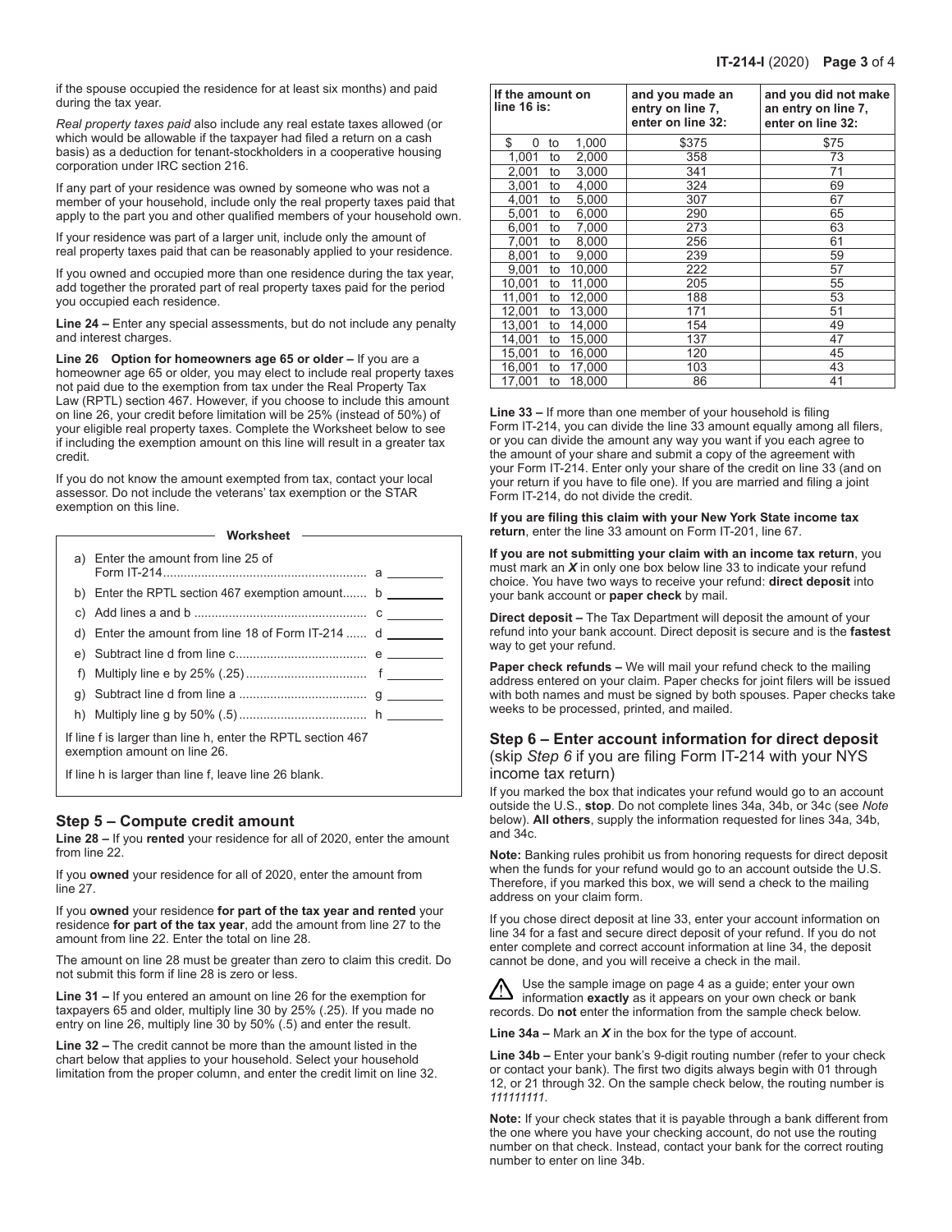if the spouse occupied the residence for at least six months) and paid during the tax year.

*Real property taxes paid* also include any real estate taxes allowed (or which would be allowable if the taxpayer had filed a return on a cash basis) as a deduction for tenant-stockholders in a cooperative housing corporation under IRC section 216.

If any part of your residence was owned by someone who was not a member of your household, include only the real property taxes paid that apply to the part you and other qualified members of your household own.

If your residence was part of a larger unit, include only the amount of real property taxes paid that can be reasonably applied to your residence.

If you owned and occupied more than one residence during the tax year, add together the prorated part of real property taxes paid for the period you occupied each residence.

**Line 24 –** Enter any special assessments, but do not include any penalty and interest charges.

**Line 26 Option for homeowners age 65 or older –** If you are a homeowner age 65 or older, you may elect to include real property taxes not paid due to the exemption from tax under the Real Property Tax Law (RPTL) section 467. However, if you choose to include this amount on line 26, your credit before limitation will be 25% (instead of 50%) of your eligible real property taxes. Complete the Worksheet below to see if including the exemption amount on this line will result in a greater tax credit.

If you do not know the amount exempted from tax, contact your local assessor. Do not include the veterans' tax exemption or the STAR exemption on this line.

**Worksheet**

| | | | |
|---|---|---|---|
| a) | Enter the amount from line 25 of Form IT-214 | a | ________ |
| b) | Enter the RPTL section 467 exemption amount | b | ________ |
| c) | Add lines a and b | c | ________ |
| d) | Enter the amount from line 18 of Form IT-214 | d | ________ |
| e) | Subtract line d from line c | e | ________ |
| f) | Multiply line e by 25% (.25) | f | ________ |
| g) | Subtract line d from line a | g | ________ |
| h) | Multiply line g by 50% (.5) | h | ________ |

If line f is larger than line h, enter the RPTL section 467 exemption amount on line 26.

If line h is larger than line f, leave line 26 blank.

## Step 5 – Compute credit amount

**Line 28 –** If you **rented** your residence for all of 2020, enter the amount from line 22.

If you **owned** your residence for all of 2020, enter the amount from line 27.

If you **owned** your residence **for part of the tax year and rented** your residence **for part of the tax year**, add the amount from line 27 to the amount from line 22. Enter the total on line 28.

The amount on line 28 must be greater than zero to claim this credit. Do not submit this form if line 28 is zero or less.

**Line 31 –** If you entered an amount on line 26 for the exemption for taxpayers 65 and older, multiply line 30 by 25% (.25). If you made no entry on line 26, multiply line 30 by 50% (.5) and enter the result.

**Line 32 –** The credit cannot be more than the amount listed in the chart below that applies to your household. Select your household limitation from the proper column, and enter the credit limit on line 32.

| If the amount on line 16 is: | and you made an entry on line 7, enter on line 32: | and you did not make an entry on line 7, enter on line 32: |
|---|---|---|
| $ 0 to 1,000 | $375 | $75 |
| 1,001 to 2,000 | 358 | 73 |
| 2,001 to 3,000 | 341 | 71 |
| 3,001 to 4,000 | 324 | 69 |
| 4,001 to 5,000 | 307 | 67 |
| 5,001 to 6,000 | 290 | 65 |
| 6,001 to 7,000 | 273 | 63 |
| 7,001 to 8,000 | 256 | 61 |
| 8,001 to 9,000 | 239 | 59 |
| 9,001 to 10,000 | 222 | 57 |
| 10,001 to 11,000 | 205 | 55 |
| 11,001 to 12,000 | 188 | 53 |
| 12,001 to 13,000 | 171 | 51 |
| 13,001 to 14,000 | 154 | 49 |
| 14,001 to 15,000 | 137 | 47 |
| 15,001 to 16,000 | 120 | 45 |
| 16,001 to 17,000 | 103 | 43 |
| 17,001 to 18,000 | 86 | 41 |

**Line 33 –** If more than one member of your household is filing Form IT-214, you can divide the line 33 amount equally among all filers, or you can divide the amount any way you want if you each agree to the amount of your share and submit a copy of the agreement with your Form IT-214. Enter only your share of the credit on line 33 (and on your return if you have to file one). If you are married and filing a joint Form IT-214, do not divide the credit.

**If you are filing this claim with your New York State income tax return**, enter the line 33 amount on Form IT-201, line 67.

**If you are not submitting your claim with an income tax return**, you must mark an ***X*** in only one box below line 33 to indicate your refund choice. You have two ways to receive your refund: **direct deposit** into your bank account or **paper check** by mail.

**Direct deposit –** The Tax Department will deposit the amount of your refund into your bank account. Direct deposit is secure and is the **fastest** way to get your refund.

**Paper check refunds –** We will mail your refund check to the mailing address entered on your claim. Paper checks for joint filers will be issued with both names and must be signed by both spouses. Paper checks take weeks to be processed, printed, and mailed.

## Step 6 – Enter account information for direct deposit
(skip *Step 6* if you are filing Form IT-214 with your NYS income tax return)

If you marked the box that indicates your refund would go to an account outside the U.S., **stop**. Do not complete lines 34a, 34b, or 34c (see *Note* below). **All others**, supply the information requested for lines 34a, 34b, and 34c.

**Note:** Banking rules prohibit us from honoring requests for direct deposit when the funds for your refund would go to an account outside the U.S. Therefore, if you marked this box, we will send a check to the mailing address on your claim form.

If you chose direct deposit at line 33, enter your account information on line 34 for a fast and secure direct deposit of your refund. If you do not enter complete and correct account information at line 34, the deposit cannot be done, and you will receive a check in the mail.

⚠ Use the sample image on page 4 as a guide; enter your own information **exactly** as it appears on your own check or bank records. Do **not** enter the information from the sample check below.

**Line 34a –** Mark an ***X*** in the box for the type of account.

**Line 34b –** Enter your bank's 9-digit routing number (refer to your check or contact your bank). The first two digits always begin with 01 through 12, or 21 through 32. On the sample check below, the routing number is *111111111*.

**Note:** If your check states that it is payable through a bank different from the one where you have your checking account, do not use the routing number on that check. Instead, contact your bank for the correct routing number to enter on line 34b.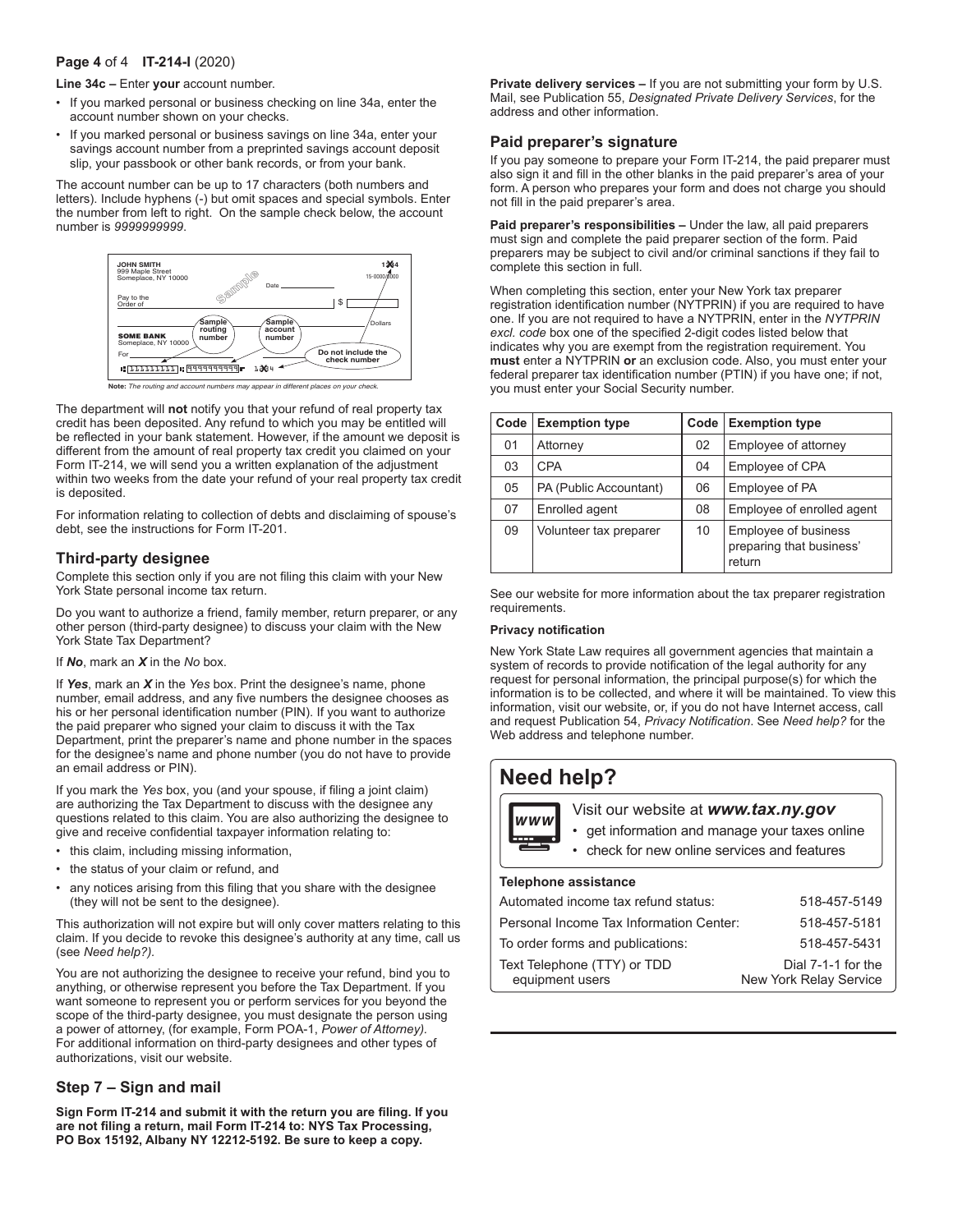**Line 34c –** Enter **your** account number.

- If you marked personal or business checking on line 34a, enter the account number shown on your checks.
- If you marked personal or business savings on line 34a, enter your savings account number from a preprinted savings account deposit slip, your passbook or other bank records, or from your bank.

The account number can be up to 17 characters (both numbers and letters). Include hyphens (-) but omit spaces and special symbols. Enter the number from left to right. On the sample check below, the account number is *9999999999*.

JOHN SMITH
999 Maple Street
Someplace, NY 10000

Sample

1234
15-0000/0000

Date

Pay to the Order of

$

Dollars

SOME BANK
Someplace, NY 10000

For

Sample routing number

Sample account number

Do not include the check number

111111111 : 9999999999 1234

**Note:** *The routing and account numbers may appear in different places on your check.*

The department will **not** notify you that your refund of real property tax credit has been deposited. Any refund to which you may be entitled will be reflected in your bank statement. However, if the amount we deposit is different from the amount of real property tax credit you claimed on your Form IT-214, we will send you a written explanation of the adjustment within two weeks from the date your refund of your real property tax credit is deposited.

For information relating to collection of debts and disclaiming of spouse's debt, see the instructions for Form IT-201.

## Third-party designee

Complete this section only if you are not filing this claim with your New York State personal income tax return.

Do you want to authorize a friend, family member, return preparer, or any other person (third-party designee) to discuss your claim with the New York State Tax Department?

If ***No***, mark an ***X*** in the *No* box.

If ***Yes***, mark an ***X*** in the *Yes* box. Print the designee's name, phone number, email address, and any five numbers the designee chooses as his or her personal identification number (PIN). If you want to authorize the paid preparer who signed your claim to discuss it with the Tax Department, print the preparer's name and phone number in the spaces for the designee's name and phone number (you do not have to provide an email address or PIN).

If you mark the *Yes* box, you (and your spouse, if filing a joint claim) are authorizing the Tax Department to discuss with the designee any questions related to this claim. You are also authorizing the designee to give and receive confidential taxpayer information relating to:

- this claim, including missing information,
- the status of your claim or refund, and
- any notices arising from this filing that you share with the designee (they will not be sent to the designee).

This authorization will not expire but will only cover matters relating to this claim. If you decide to revoke this designee's authority at any time, call us (see *Need help?)*.

You are not authorizing the designee to receive your refund, bind you to anything, or otherwise represent you before the Tax Department. If you want someone to represent you or perform services for you beyond the scope of the third-party designee, you must designate the person using a power of attorney, (for example, Form POA-1, *Power of Attorney).* For additional information on third-party designees and other types of authorizations, visit our website.

## Step 7 – Sign and mail

**Sign Form IT-214 and submit it with the return you are filing. If you are not filing a return, mail Form IT-214 to: NYS Tax Processing, PO Box 15192, Albany NY 12212-5192. Be sure to keep a copy.**

**Private delivery services –** If you are not submitting your form by U.S. Mail, see Publication 55, *Designated Private Delivery Services*, for the address and other information.

## Paid preparer's signature

If you pay someone to prepare your Form IT-214, the paid preparer must also sign it and fill in the other blanks in the paid preparer's area of your form. A person who prepares your form and does not charge you should not fill in the paid preparer's area.

**Paid preparer's responsibilities –** Under the law, all paid preparers must sign and complete the paid preparer section of the form. Paid preparers may be subject to civil and/or criminal sanctions if they fail to complete this section in full.

When completing this section, enter your New York tax preparer registration identification number (NYTPRIN) if you are required to have one. If you are not required to have a NYTPRIN, enter in the *NYTPRIN excl. code* box one of the specified 2-digit codes listed below that indicates why you are exempt from the registration requirement. You **must** enter a NYTPRIN **or** an exclusion code. Also, you must enter your federal preparer tax identification number (PTIN) if you have one; if not, you must enter your Social Security number.

| Code | Exemption type | Code | Exemption type |
|---|---|---|---|
| 01 | Attorney | 02 | Employee of attorney |
| 03 | CPA | 04 | Employee of CPA |
| 05 | PA (Public Accountant) | 06 | Employee of PA |
| 07 | Enrolled agent | 08 | Employee of enrolled agent |
| 09 | Volunteer tax preparer | 10 | Employee of business preparing that business' return |

See our website for more information about the tax preparer registration requirements.

**Privacy notification**

New York State Law requires all government agencies that maintain a system of records to provide notification of the legal authority for any request for personal information, the principal purpose(s) for which the information is to be collected, and where it will be maintained. To view this information, visit our website, or, if you do not have Internet access, call and request Publication 54, *Privacy Notification*. See *Need help?* for the Web address and telephone number.

## Need help?

Visit our website at ***www.tax.ny.gov***

- get information and manage your taxes online
- check for new online services and features

**Telephone assistance**

| | |
|---|---|
| Automated income tax refund status: | 518-457-5149 |
| Personal Income Tax Information Center: | 518-457-5181 |
| To order forms and publications: | 518-457-5431 |
| Text Telephone (TTY) or TDD equipment users | Dial 7-1-1 for the New York Relay Service |